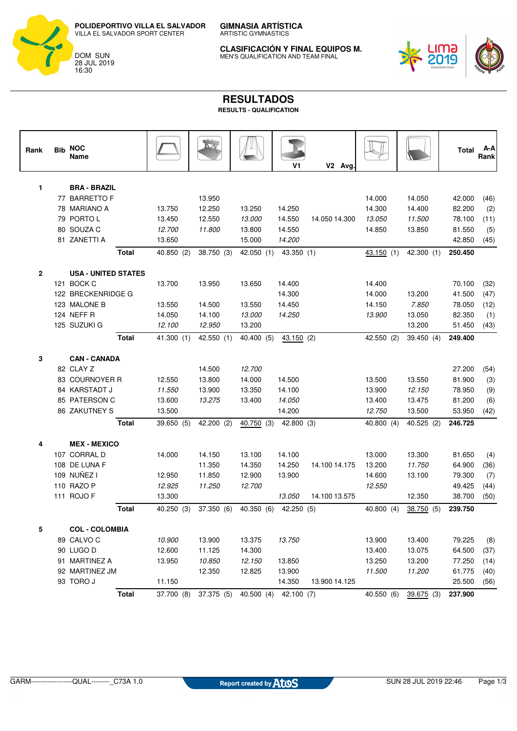**POLIDEPORTIVO VILLA EL SALVADOR**
VILLA EL SALVADOR SPORT CENTER

DOM SUN
28 JUL 2019
16:30

**GIMNASIA ARTÍSTICA**
ARTISTIC GYMNASTICS

**CLASIFICACIÓN Y FINAL EQUIPOS M.**
MEN'S QUALIFICATION AND TEAM FINAL

# RESULTADOS

**RESULTS - QUALIFICATION**

| Rank | Bib | NOC Name | Floor | Pommel Horse | Rings | Vault V1 | V2 | Avg. | Parallel Bars | Horizontal Bar | Total | A-A Rank |
|---|---|---|---|---|---|---|---|---|---|---|---|---|
| 1 | | **BRA - BRAZIL** | | | | | | | | | | |
| | 77 | BARRETTO F | | 13.950 | | | | | 14.000 | 14.050 | 42.000 | (46) |
| | 78 | MARIANO A | 13.750 | 12.250 | 13.250 | 14.250 | | | 14.300 | 14.400 | 82.200 | (2) |
| | 79 | PORTO L | 13.450 | 12.550 | *13.000* | 14.550 | 14.050 | 14.300 | *13.050* | *11.500* | 78.100 | (11) |
| | 80 | SOUZA C | *12.700* | *11.800* | 13.800 | 14.550 | | | 14.850 | 13.850 | 81.550 | (5) |
| | 81 | ZANETTI A | 13.650 | | 15.000 | *14.200* | | | | | 42.850 | (45) |
| | | **Total** | 40.850 (2) | 38.750 (3) | 42.050 (1) | 43.350 (1) | | | 43.150 (1) | 42.300 (1) | **250.450** | |
| 2 | | **USA - UNITED STATES** | | | | | | | | | | |
| | 121 | BOCK C | 13.700 | 13.950 | 13.650 | 14.400 | | | 14.400 | | 70.100 | (32) |
| | 122 | BRECKENRIDGE G | | | | 14.300 | | | 14.000 | 13.200 | 41.500 | (47) |
| | 123 | MALONE B | 13.550 | 14.500 | 13.550 | 14.450 | | | 14.150 | *7.850* | 78.050 | (12) |
| | 124 | NEFF R | 14.050 | 14.100 | *13.000* | *14.250* | | | *13.900* | 13.050 | 82.350 | (1) |
| | 125 | SUZUKI G | *12.100* | *12.950* | 13.200 | | | | | 13.200 | 51.450 | (43) |
| | | **Total** | 41.300 (1) | 42.550 (1) | 40.400 (5) | 43.150 (2) | | | 42.550 (2) | 39.450 (4) | **249.400** | |
| 3 | | **CAN - CANADA** | | | | | | | | | | |
| | 82 | CLAY Z | | 14.500 | *12.700* | | | | | | 27.200 | (54) |
| | 83 | COURNOYER R | 12.550 | 13.800 | 14.000 | 14.500 | | | 13.500 | 13.550 | 81.900 | (3) |
| | 84 | KARSTADT J | *11.550* | 13.900 | 13.350 | 14.100 | | | 13.900 | *12.150* | 78.950 | (9) |
| | 85 | PATERSON C | 13.600 | *13.275* | 13.400 | *14.050* | | | 13.400 | 13.475 | 81.200 | (6) |
| | 86 | ZAKUTNEY S | 13.500 | | | 14.200 | | | *12.750* | 13.500 | 53.950 | (42) |
| | | **Total** | 39.650 (5) | 42.200 (2) | 40.750 (3) | 42.800 (3) | | | 40.800 (4) | 40.525 (2) | **246.725** | |
| 4 | | **MEX - MEXICO** | | | | | | | | | | |
| | 107 | CORRAL D | 14.000 | 14.150 | 13.100 | 14.100 | | | 13.000 | 13.300 | 81.650 | (4) |
| | 108 | DE LUNA F | | 11.350 | 14.350 | 14.250 | 14.100 | 14.175 | 13.200 | *11.750* | 64.900 | (36) |
| | 109 | NUÑEZ I | 12.950 | 11.850 | 12.900 | 13.900 | | | 14.600 | 13.100 | 79.300 | (7) |
| | 110 | RAZO P | *12.925* | *11.250* | *12.700* | | | | *12.550* | | 49.425 | (44) |
| | 111 | ROJO F | 13.300 | | | *13.050* | 14.100 | 13.575 | | 12.350 | 38.700 | (50) |
| | | **Total** | 40.250 (3) | 37.350 (6) | 40.350 (6) | 42.250 (5) | | | 40.800 (4) | 38.750 (5) | **239.750** | |
| 5 | | **COL - COLOMBIA** | | | | | | | | | | |
| | 89 | CALVO C | *10.900* | 13.900 | 13.375 | *13.750* | | | 13.900 | 13.400 | 79.225 | (8) |
| | 90 | LUGO D | 12.600 | 11.125 | 14.300 | | | | 13.400 | 13.075 | 64.500 | (37) |
| | 91 | MARTINEZ A | 13.950 | *10.850* | *12.150* | 13.850 | | | 13.250 | 13.200 | 77.250 | (14) |
| | 92 | MARTINEZ JM | | 12.350 | 12.825 | 13.900 | | | *11.500* | *11.200* | 61.775 | (40) |
| | 93 | TORO J | 11.150 | | | 14.350 | 13.900 | 14.125 | | | 25.500 | (56) |
| | | **Total** | 37.700 (8) | 37.375 (5) | 40.500 (4) | 42.100 (7) | | | 40.550 (6) | 39.675 (3) | **237.900** | |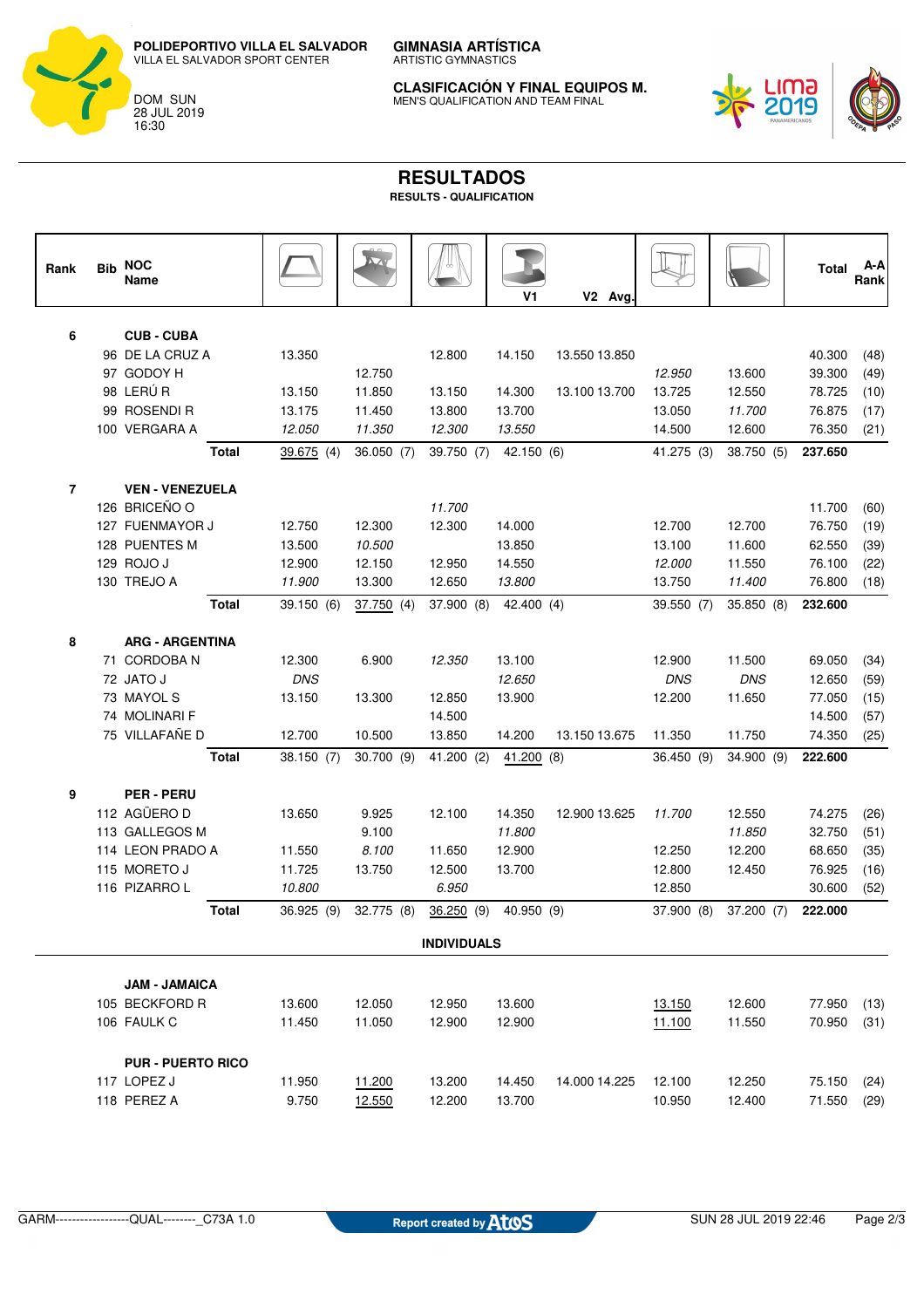**POLIDEPORTIVO VILLA EL SALVADOR**
VILLA EL SALVADOR SPORT CENTER

DOM SUN
28 JUL 2019
16:30

**GIMNASIA ARTÍSTICA**
ARTISTIC GYMNASTICS

**CLASIFICACIÓN Y FINAL EQUIPOS M.**
MEN'S QUALIFICATION AND TEAM FINAL

# RESULTADOS

**RESULTS - QUALIFICATION**

| Rank | Bib | NOC Name | Floor | Pommel Horse | Rings | Vault V1 | V2 | Avg. | Parallel Bars | Horizontal Bar | Total | A-A Rank |
|---|---|---|---|---|---|---|---|---|---|---|---|---|
| 6 | | **CUB - CUBA** | | | | | | | | | | |
| | 96 | DE LA CRUZ A | 13.350 | | 12.800 | 14.150 | 13.550 | 13.850 | | | 40.300 | (48) |
| | 97 | GODOY H | | 12.750 | | | | | *12.950* | 13.600 | 39.300 | (49) |
| | 98 | LERÚ R | 13.150 | 11.850 | 13.150 | 14.300 | 13.100 | 13.700 | 13.725 | 12.550 | 78.725 | (10) |
| | 99 | ROSENDI R | 13.175 | 11.450 | 13.800 | 13.700 | | | 13.050 | *11.700* | 76.875 | (17) |
| | 100 | VERGARA A | *12.050* | *11.350* | *12.300* | *13.550* | | | 14.500 | 12.600 | 76.350 | (21) |
| | | **Total** | 39.675 (4) | 36.050 (7) | 39.750 (7) | 42.150 (6) | | | 41.275 (3) | 38.750 (5) | **237.650** | |
| 7 | | **VEN - VENEZUELA** | | | | | | | | | | |
| | 126 | BRICEÑO O | | | *11.700* | | | | | | 11.700 | (60) |
| | 127 | FUENMAYOR J | 12.750 | 12.300 | 12.300 | 14.000 | | | 12.700 | 12.700 | 76.750 | (19) |
| | 128 | PUENTES M | 13.500 | *10.500* | | 13.850 | | | 13.100 | 11.600 | 62.550 | (39) |
| | 129 | ROJO J | 12.900 | 12.150 | 12.950 | 14.550 | | | *12.000* | 11.550 | 76.100 | (22) |
| | 130 | TREJO A | *11.900* | 13.300 | 12.650 | *13.800* | | | 13.750 | *11.400* | 76.800 | (18) |
| | | **Total** | 39.150 (6) | 37.750 (4) | 37.900 (8) | 42.400 (4) | | | 39.550 (7) | 35.850 (8) | **232.600** | |
| 8 | | **ARG - ARGENTINA** | | | | | | | | | | |
| | 71 | CORDOBA N | 12.300 | 6.900 | *12.350* | 13.100 | | | 12.900 | 11.500 | 69.050 | (34) |
| | 72 | JATO J | *DNS* | | | *12.650* | | | *DNS* | *DNS* | 12.650 | (59) |
| | 73 | MAYOL S | 13.150 | 13.300 | 12.850 | 13.900 | | | 12.200 | 11.650 | 77.050 | (15) |
| | 74 | MOLINARI F | | | 14.500 | | | | | | 14.500 | (57) |
| | 75 | VILLAFAÑE D | 12.700 | 10.500 | 13.850 | 14.200 | 13.150 | 13.675 | 11.350 | 11.750 | 74.350 | (25) |
| | | **Total** | 38.150 (7) | 30.700 (9) | 41.200 (2) | 41.200 (8) | | | 36.450 (9) | 34.900 (9) | **222.600** | |
| 9 | | **PER - PERU** | | | | | | | | | | |
| | 112 | AGÜERO D | 13.650 | 9.925 | 12.100 | 14.350 | 12.900 | 13.625 | *11.700* | 12.550 | 74.275 | (26) |
| | 113 | GALLEGOS M | | 9.100 | | *11.800* | | | | *11.850* | 32.750 | (51) |
| | 114 | LEON PRADO A | 11.550 | *8.100* | 11.650 | 12.900 | | | 12.250 | 12.200 | 68.650 | (35) |
| | 115 | MORETO J | 11.725 | 13.750 | 12.500 | 13.700 | | | 12.800 | 12.450 | 76.925 | (16) |
| | 116 | PIZARRO L | *10.800* | | *6.950* | | | | 12.850 | | 30.600 | (52) |
| | | **Total** | 36.925 (9) | 32.775 (8) | 36.250 (9) | 40.950 (9) | | | 37.900 (8) | 37.200 (7) | **222.000** | |

**INDIVIDUALS**

| Bib | NOC Name | Floor | Pommel Horse | Rings | Vault V1 | V2 | Avg. | Parallel Bars | Horizontal Bar | Total | A-A Rank |
|---|---|---|---|---|---|---|---|---|---|---|---|
| | **JAM - JAMAICA** | | | | | | | | | | |
| 105 | BECKFORD R | 13.600 | 12.050 | 12.950 | 13.600 | | | 13.150 | 12.600 | 77.950 | (13) |
| 106 | FAULK C | 11.450 | 11.050 | 12.900 | 12.900 | | | 11.100 | 11.550 | 70.950 | (31) |
| | **PUR - PUERTO RICO** | | | | | | | | | | |
| 117 | LOPEZ J | 11.950 | 11.200 | 13.200 | 14.450 | 14.000 | 14.225 | 12.100 | 12.250 | 75.150 | (24) |
| 118 | PEREZ A | 9.750 | 12.550 | 12.200 | 13.700 | | | 10.950 | 12.400 | 71.550 | (29) |

GARM------------------QUAL--------_C73A 1.0 — Report created by Atos — SUN 28 JUL 2019 22:46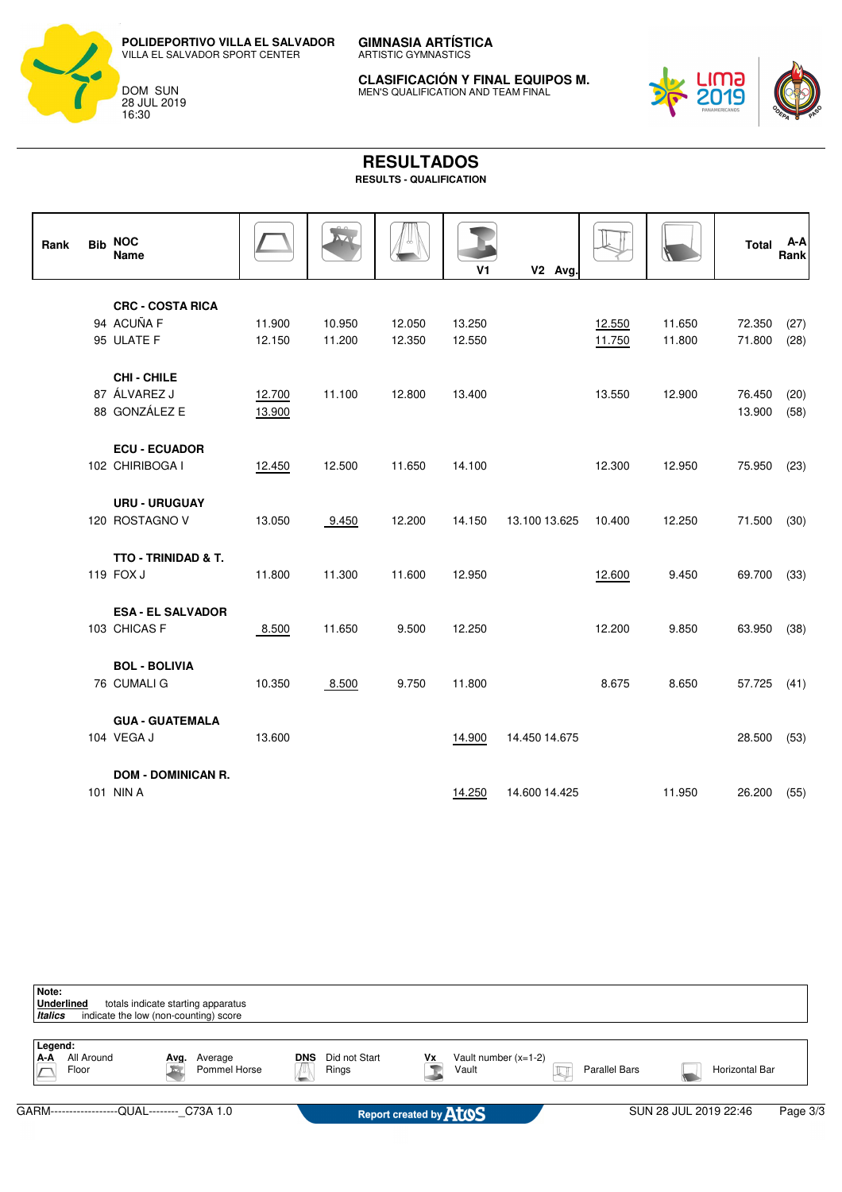POLIDEPORTIVO VILLA EL SALVADOR
VILLA EL SALVADOR SPORT CENTER

DOM SUN
28 JUL 2019
16:30

GIMNASIA ARTÍSTICA
ARTISTIC GYMNASTICS

CLASIFICACIÓN Y FINAL EQUIPOS M.
MEN'S QUALIFICATION AND TEAM FINAL

# RESULTADOS

RESULTS - QUALIFICATION

| Rank | Bib | NOC Name | Floor | Pommel Horse | Rings | Vault V1 | V2 | Avg. | Parallel Bars | Horizontal Bar | Total | A-A Rank |
|---|---|---|---|---|---|---|---|---|---|---|---|---|
| | | **CRC - COSTA RICA** | | | | | | | | | | |
| | 94 | ACUÑA F | 11.900 | 10.950 | 12.050 | 13.250 | | | <u>12.550</u> | 11.650 | 72.350 | (27) |
| | 95 | ULATE F | 12.150 | 11.200 | 12.350 | 12.550 | | | <u>11.750</u> | 11.800 | 71.800 | (28) |
| | | **CHI - CHILE** | | | | | | | | | | |
| | 87 | ÁLVAREZ J | <u>12.700</u> | 11.100 | 12.800 | 13.400 | | | 13.550 | 12.900 | 76.450 | (20) |
| | 88 | GONZÁLEZ E | <u>13.900</u> | | | | | | | | 13.900 | (58) |
| | | **ECU - ECUADOR** | | | | | | | | | | |
| | 102 | CHIRIBOGA I | <u>12.450</u> | 12.500 | 11.650 | 14.100 | | | 12.300 | 12.950 | 75.950 | (23) |
| | | **URU - URUGUAY** | | | | | | | | | | |
| | 120 | ROSTAGNO V | 13.050 | <u>9.450</u> | 12.200 | 14.150 | 13.100 | 13.625 | 10.400 | 12.250 | 71.500 | (30) |
| | | **TTO - TRINIDAD & T.** | | | | | | | | | | |
| | 119 | FOX J | 11.800 | 11.300 | 11.600 | 12.950 | | | <u>12.600</u> | 9.450 | 69.700 | (33) |
| | | **ESA - EL SALVADOR** | | | | | | | | | | |
| | 103 | CHICAS F | <u>8.500</u> | 11.650 | 9.500 | 12.250 | | | 12.200 | 9.850 | 63.950 | (38) |
| | | **BOL - BOLIVIA** | | | | | | | | | | |
| | 76 | CUMALI G | 10.350 | <u>8.500</u> | 9.750 | 11.800 | | | 8.675 | 8.650 | 57.725 | (41) |
| | | **GUA - GUATEMALA** | | | | | | | | | | |
| | 104 | VEGA J | 13.600 | | | <u>14.900</u> | 14.450 | 14.675 | | | 28.500 | (53) |
| | | **DOM - DOMINICAN R.** | | | | | | | | | | |
| | 101 | NIN A | | | | <u>14.250</u> | 14.600 | 14.425 | | 11.950 | 26.200 | (55) |

**Note:**
<u>Underlined</u> totals indicate starting apparatus
*Italics* indicate the low (non-counting) score

**Legend:**
**A-A** All Around
Floor
**Avg.** Average
Pommel Horse
**DNS** Did not Start
Rings
**Vx** Vault number (x=1-2)
Vault
Parallel Bars
Horizontal Bar

GARM------------------QUAL--------_C73A 1.0

Report created by Atos

SUN 28 JUL 2019 22:46